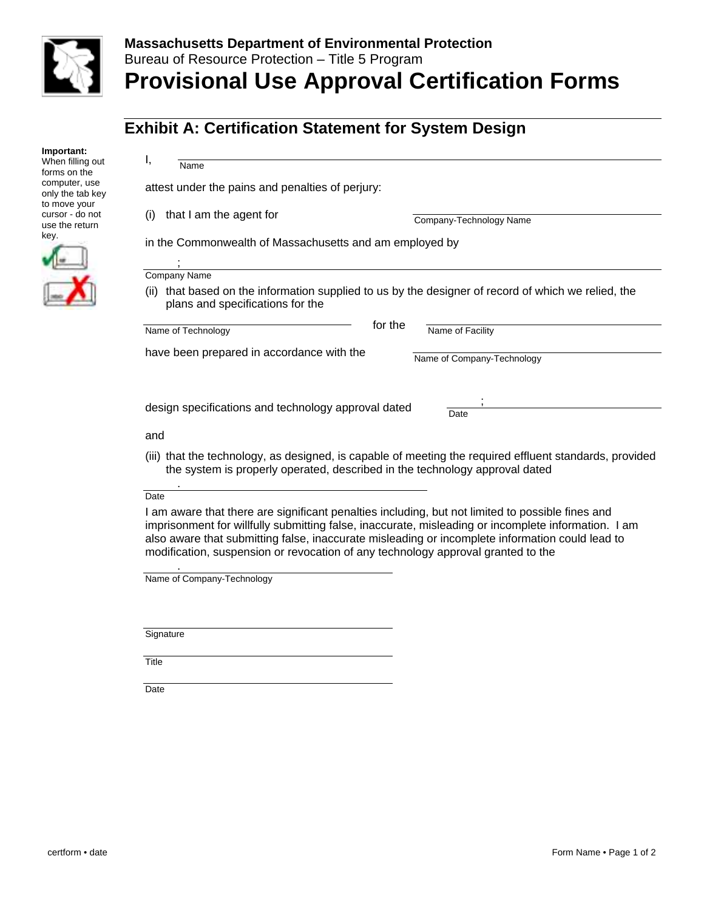**Massachusetts Department of Environmental Protection**
Bureau of Resource Protection – Title 5 Program

# Provisional Use Approval Certification Forms

## Exhibit A: Certification Statement for System Design

**Important:** When filling out forms on the computer, use only the tab key to move your cursor - do not use the return key.

I, ______________________________
Name

attest under the pains and penalties of perjury:

(i) that I am the agent for ______________________________
Company-Technology Name

in the Commonwealth of Massachusetts and am employed by

______________________________;
Company Name

(ii) that based on the information supplied to us by the designer of record of which we relied, the plans and specifications for the

______________________________ for the ______________________________
Name of Technology Name of Facility

have been prepared in accordance with the ______________________________
Name of Company-Technology

design specifications and technology approval dated ______________________________;
Date

and

(iii) that the technology, as designed, is capable of meeting the required effluent standards, provided the system is properly operated, described in the technology approval dated

______________________________.
Date

I am aware that there are significant penalties including, but not limited to possible fines and imprisonment for willfully submitting false, inaccurate, misleading or incomplete information. I am also aware that submitting false, inaccurate misleading or incomplete information could lead to modification, suspension or revocation of any technology approval granted to the

______________________________.
Name of Company-Technology

______________________________
Signature

______________________________
Title

______________________________
Date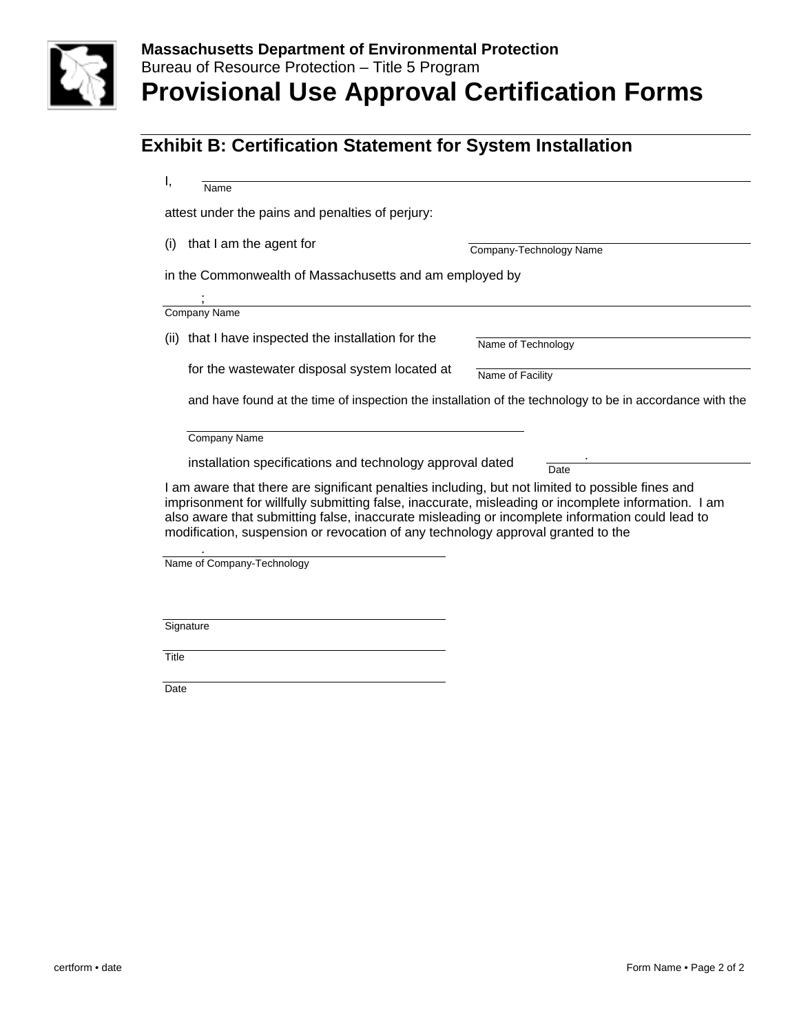**Massachusetts Department of Environmental Protection**
Bureau of Resource Protection – Title 5 Program

# Provisional Use Approval Certification Forms

## Exhibit B: Certification Statement for System Installation

I, ______________________________
Name

attest under the pains and penalties of perjury:

(i) that I am the agent for ______________________________
Company-Technology Name

in the Commonwealth of Massachusetts and am employed by

______________________________;
Company Name

(ii) that I have inspected the installation for the ______________________________
Name of Technology

for the wastewater disposal system located at ______________________________
Name of Facility

and have found at the time of inspection the installation of the technology to be in accordance with the

______________________________
Company Name

installation specifications and technology approval dated ______________________________.
Date

I am aware that there are significant penalties including, but not limited to possible fines and imprisonment for willfully submitting false, inaccurate, misleading or incomplete information. I am also aware that submitting false, inaccurate misleading or incomplete information could lead to modification, suspension or revocation of any technology approval granted to the

______________________________.
Name of Company-Technology

______________________________
Signature

______________________________
Title

______________________________
Date